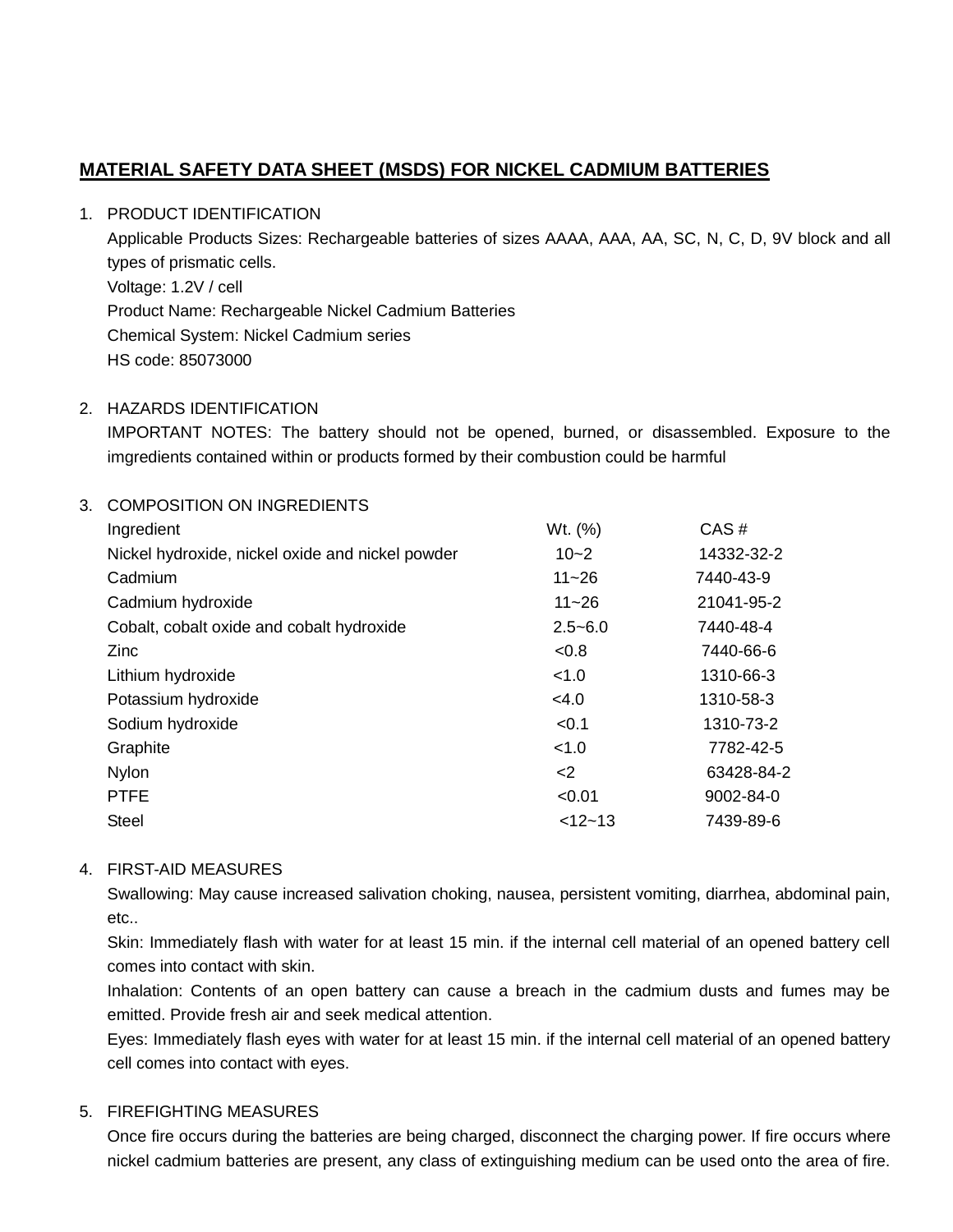# MATERIAL SAFETY DATA SHEET (MSDS) FOR NICKEL CADMIUM BATTERIES

1. PRODUCT IDENTIFICATION

   Applicable Products Sizes: Rechargeable batteries of sizes AAAA, AAA, AA, SC, N, C, D, 9V block and all types of prismatic cells.

   Voltage: 1.2V / cell

   Product Name: Rechargeable Nickel Cadmium Batteries

   Chemical System: Nickel Cadmium series

   HS code: 85073000

2. HAZARDS IDENTIFICATION

   IMPORTANT NOTES: The battery should not be opened, burned, or disassembled. Exposure to the imgredients contained within or products formed by their combustion could be harmful

3. COMPOSITION ON INGREDIENTS

| Ingredient | Wt. (%) | CAS # |
|---|---|---|
| Nickel hydroxide, nickel oxide and nickel powder | 10~2 | 14332-32-2 |
| Cadmium | 11~26 | 7440-43-9 |
| Cadmium hydroxide | 11~26 | 21041-95-2 |
| Cobalt, cobalt oxide and cobalt hydroxide | 2.5~6.0 | 7440-48-4 |
| Zinc | <0.8 | 7440-66-6 |
| Lithium hydroxide | <1.0 | 1310-66-3 |
| Potassium hydroxide | <4.0 | 1310-58-3 |
| Sodium hydroxide | <0.1 | 1310-73-2 |
| Graphite | <1.0 | 7782-42-5 |
| Nylon | <2 | 63428-84-2 |
| PTFE | <0.01 | 9002-84-0 |
| Steel | <12~13 | 7439-89-6 |

4. FIRST-AID MEASURES

   Swallowing: May cause increased salivation choking, nausea, persistent vomiting, diarrhea, abdominal pain, etc..

   Skin: Immediately flash with water for at least 15 min. if the internal cell material of an opened battery cell comes into contact with skin.

   Inhalation: Contents of an open battery can cause a breach in the cadmium dusts and fumes may be emitted. Provide fresh air and seek medical attention.

   Eyes: Immediately flash eyes with water for at least 15 min. if the internal cell material of an opened battery cell comes into contact with eyes.

5. FIREFIGHTING MEASURES

   Once fire occurs during the batteries are being charged, disconnect the charging power. If fire occurs where nickel cadmium batteries are present, any class of extinguishing medium can be used onto the area of fire.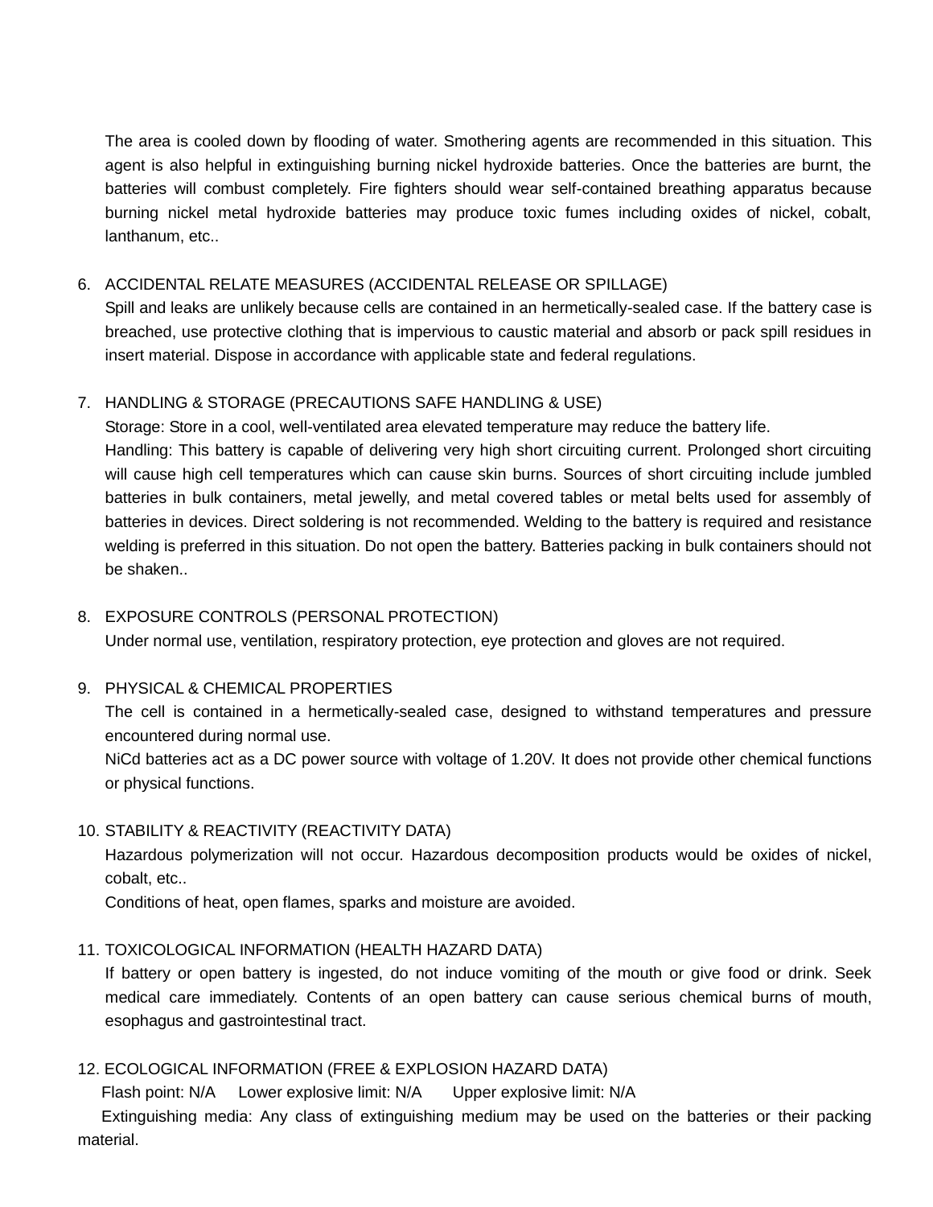The area is cooled down by flooding of water. Smothering agents are recommended in this situation. This agent is also helpful in extinguishing burning nickel hydroxide batteries. Once the batteries are burnt, the batteries will combust completely. Fire fighters should wear self-contained breathing apparatus because burning nickel metal hydroxide batteries may produce toxic fumes including oxides of nickel, cobalt, lanthanum, etc..

6. ACCIDENTAL RELATE MEASURES (ACCIDENTAL RELEASE OR SPILLAGE)

   Spill and leaks are unlikely because cells are contained in an hermetically-sealed case. If the battery case is breached, use protective clothing that is impervious to caustic material and absorb or pack spill residues in insert material. Dispose in accordance with applicable state and federal regulations.

7. HANDLING & STORAGE (PRECAUTIONS SAFE HANDLING & USE)

   Storage: Store in a cool, well-ventilated area elevated temperature may reduce the battery life.

   Handling: This battery is capable of delivering very high short circuiting current. Prolonged short circuiting will cause high cell temperatures which can cause skin burns. Sources of short circuiting include jumbled batteries in bulk containers, metal jewelly, and metal covered tables or metal belts used for assembly of batteries in devices. Direct soldering is not recommended. Welding to the battery is required and resistance welding is preferred in this situation. Do not open the battery. Batteries packing in bulk containers should not be shaken..

8. EXPOSURE CONTROLS (PERSONAL PROTECTION)

   Under normal use, ventilation, respiratory protection, eye protection and gloves are not required.

9. PHYSICAL & CHEMICAL PROPERTIES

   The cell is contained in a hermetically-sealed case, designed to withstand temperatures and pressure encountered during normal use.

   NiCd batteries act as a DC power source with voltage of 1.20V. It does not provide other chemical functions or physical functions.

10. STABILITY & REACTIVITY (REACTIVITY DATA)

    Hazardous polymerization will not occur. Hazardous decomposition products would be oxides of nickel, cobalt, etc..

    Conditions of heat, open flames, sparks and moisture are avoided.

11. TOXICOLOGICAL INFORMATION (HEALTH HAZARD DATA)

    If battery or open battery is ingested, do not induce vomiting of the mouth or give food or drink. Seek medical care immediately. Contents of an open battery can cause serious chemical burns of mouth, esophagus and gastrointestinal tract.

12. ECOLOGICAL INFORMATION (FREE & EXPLOSION HAZARD DATA)

    Flash point: N/A Lower explosive limit: N/A Upper explosive limit: N/A

    Extinguishing media: Any class of extinguishing medium may be used on the batteries or their packing material.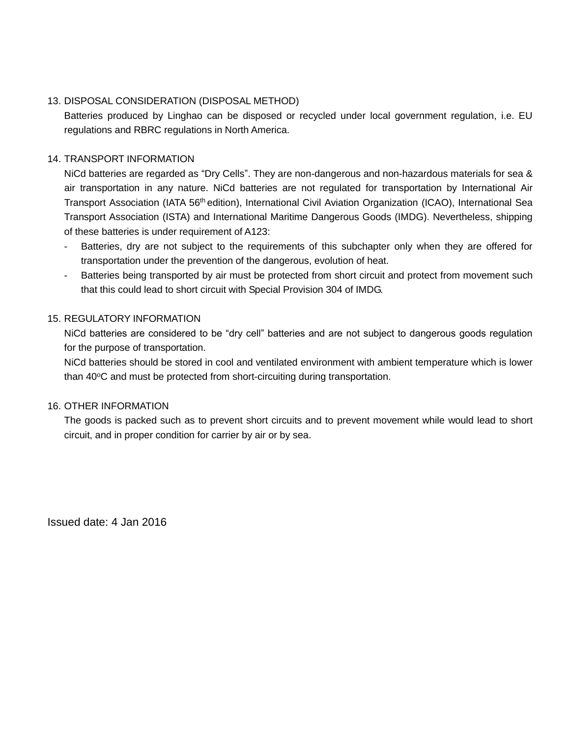13. DISPOSAL CONSIDERATION (DISPOSAL METHOD)

    Batteries produced by Linghao can be disposed or recycled under local government regulation, i.e. EU regulations and RBRC regulations in North America.

14. TRANSPORT INFORMATION

    NiCd batteries are regarded as "Dry Cells". They are non-dangerous and non-hazardous materials for sea & air transportation in any nature. NiCd batteries are not regulated for transportation by International Air Transport Association (IATA 56$^{th}$ edition), International Civil Aviation Organization (ICAO), International Sea Transport Association (ISTA) and International Maritime Dangerous Goods (IMDG). Nevertheless, shipping of these batteries is under requirement of A123:

    - Batteries, dry are not subject to the requirements of this subchapter only when they are offered for transportation under the prevention of the dangerous, evolution of heat.
    - Batteries being transported by air must be protected from short circuit and protect from movement such that this could lead to short circuit with Special Provision 304 of IMDG.

15. REGULATORY INFORMATION

    NiCd batteries are considered to be "dry cell" batteries and are not subject to dangerous goods regulation for the purpose of transportation.

    NiCd batteries should be stored in cool and ventilated environment with ambient temperature which is lower than 40$^{o}$C and must be protected from short-circuiting during transportation.

16. OTHER INFORMATION

    The goods is packed such as to prevent short circuits and to prevent movement while would lead to short circuit, and in proper condition for carrier by air or by sea.

Issued date: 4 Jan 2016